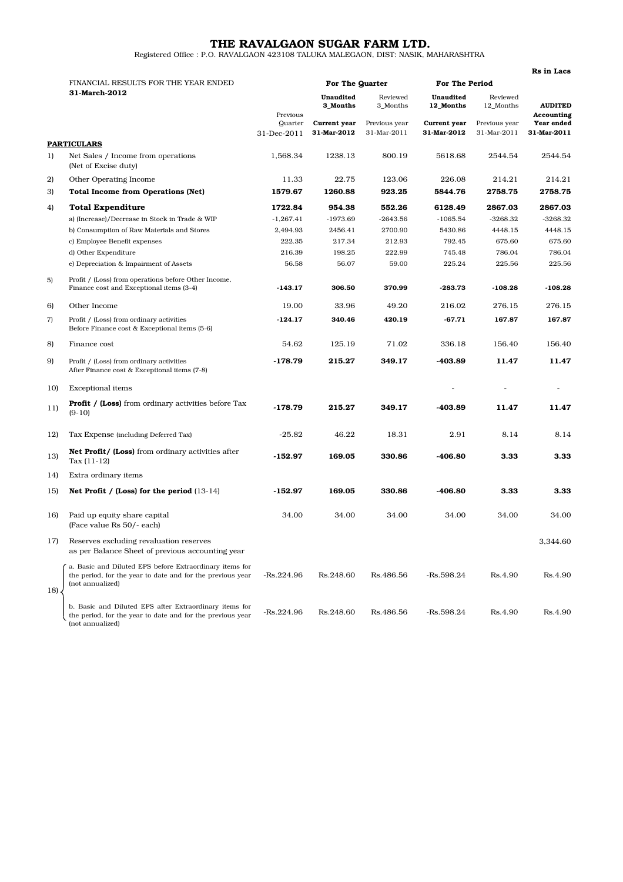# THE RAVALGAON SUGAR FARM LTD.

Registered Office : P.O. RAVALGAON 423108 TALUKA MALEGAON, DIST: NASIK, MAHARASHTRA

**Rs in Lacs**

| | FINANCIAL RESULTS FOR THE YEAR ENDED **31-March-2012** | | **For The Quarter** | | **For The Period** | | |
|---|---|---|---|---|---|---|---|
| | | Previous Quarter | **Unaudited 3_Months** | Reviewed 3_Months | **Unaudited 12_Months** | Reviewed 12_Months | **AUDITED Accounting Year ended** |
| | | 31-Dec-2011 | **Current year 31-Mar-2012** | Previous year 31-Mar-2011 | **Current year 31-Mar-2012** | Previous year 31-Mar-2011 | **31-Mar-2011** |
| | **PARTICULARS** | | | | | | |
| 1) | Net Sales / Income from operations (Net of Excise duty) | 1,568.34 | 1238.13 | 800.19 | 5618.68 | 2544.54 | 2544.54 |
| 2) | Other Operating Income | 11.33 | 22.75 | 123.06 | 226.08 | 214.21 | 214.21 |
| 3) | **Total Income from Operations (Net)** | **1579.67** | **1260.88** | **923.25** | **5844.76** | **2758.75** | **2758.75** |
| 4) | **Total Expenditure** | **1722.84** | **954.38** | **552.26** | **6128.49** | **2867.03** | **2867.03** |
| | a) (Increase)/Decrease in Stock in Trade & WIP | -1,267.41 | -1973.69 | -2643.56 | -1065.54 | -3268.32 | -3268.32 |
| | b) Consumption of Raw Materials and Stores | 2,494.93 | 2456.41 | 2700.90 | 5430.86 | 4448.15 | 4448.15 |
| | c) Employee Benefit expenses | 222.35 | 217.34 | 212.93 | 792.45 | 675.60 | 675.60 |
| | d) Other Expenditure | 216.39 | 198.25 | 222.99 | 745.48 | 786.04 | 786.04 |
| | e) Depreciation & Impairment of Assets | 56.58 | 56.07 | 59.00 | 225.24 | 225.56 | 225.56 |
| 5) | Profit / (Loss) from operations before Other Income, Finance cost and Exceptional items (3-4) | **-143.17** | **306.50** | **370.99** | **-283.73** | **-108.28** | **-108.28** |
| 6) | Other Income | 19.00 | 33.96 | 49.20 | 216.02 | 276.15 | 276.15 |
| 7) | Profit / (Loss) from ordinary activities Before Finance cost & Exceptional items (5-6) | **-124.17** | **340.46** | **420.19** | **-67.71** | **167.87** | **167.87** |
| 8) | Finance cost | 54.62 | 125.19 | 71.02 | 336.18 | 156.40 | 156.40 |
| 9) | Profit / (Loss) from ordinary activities After Finance cost & Exceptional items (7-8) | **-178.79** | **215.27** | **349.17** | **-403.89** | **11.47** | **11.47** |
| 10) | Exceptional items | | | | - | - | - |
| 11) | **Profit / (Loss)** from ordinary activities before Tax (9-10) | **-178.79** | **215.27** | **349.17** | **-403.89** | **11.47** | **11.47** |
| 12) | Tax Expense (including Deferred Tax) | -25.82 | 46.22 | 18.31 | 2.91 | 8.14 | 8.14 |
| 13) | **Net Profit/ (Loss)** from ordinary activities after Tax (11-12) | **-152.97** | **169.05** | **330.86** | **-406.80** | **3.33** | **3.33** |
| 14) | Extra ordinary items | | | | | | |
| 15) | **Net Profit / (Loss) for the period** (13-14) | **-152.97** | **169.05** | **330.86** | **-406.80** | **3.33** | **3.33** |
| 16) | Paid up equity share capital (Face value Rs 50/- each) | 34.00 | 34.00 | 34.00 | 34.00 | 34.00 | 34.00 |
| 17) | Reserves excluding revaluation reserves as per Balance Sheet of previous accounting year | | | | | | 3,344.60 |
| 18) | a. Basic and Diluted EPS before Extraordinary items for the period, for the year to date and for the previous year (not annualized) | -Rs.224.96 | Rs.248.60 | Rs.486.56 | -Rs.598.24 | Rs.4.90 | Rs.4.90 |
| | b. Basic and Diluted EPS after Extraordinary items for the period, for the year to date and for the previous year (not annualized) | -Rs.224.96 | Rs.248.60 | Rs.486.56 | -Rs.598.24 | Rs.4.90 | Rs.4.90 |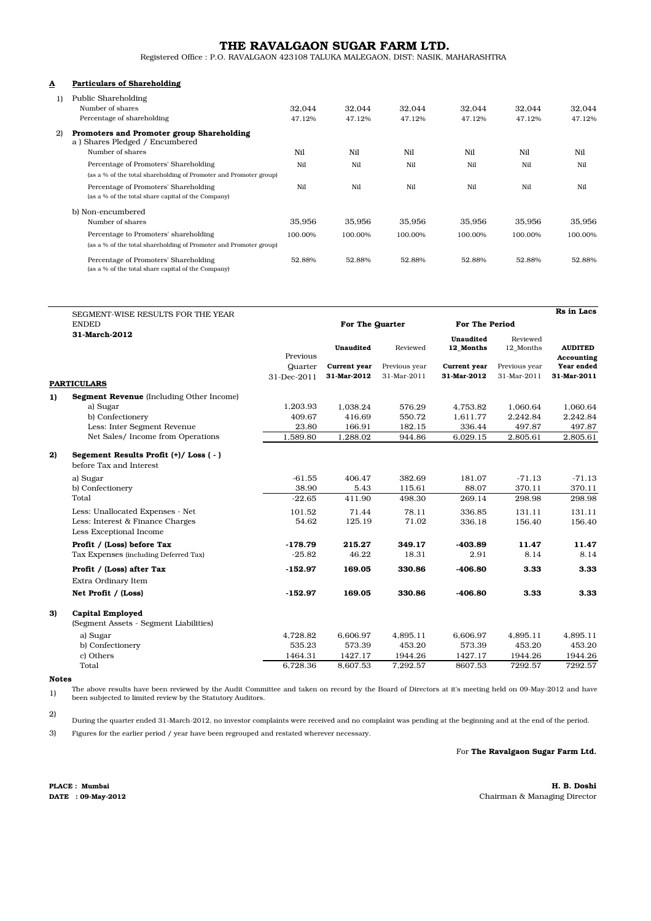# THE RAVALGAON SUGAR FARM LTD.

Registered Office : P.O. RAVALGAON 423108 TALUKA MALEGAON, DIST: NASIK, MAHARASHTRA

## A Particulars of Shareholding

| | | | | | | | |
|---|---|---|---|---|---|---|---|
| 1) | **Public Shareholding** | | | | | | |
| | Number of shares | 32,044 | 32,044 | 32,044 | 32,044 | 32,044 | 32,044 |
| | Percentage of shareholding | 47.12% | 47.12% | 47.12% | 47.12% | 47.12% | 47.12% |
| 2) | **Promoters and Promoter group Shareholding** | | | | | | |
| | a ) Shares Pledged / Encumbered | | | | | | |
| | Number of shares | Nil | Nil | Nil | Nil | Nil | Nil |
| | Percentage of Promoters' Shareholding (as a % of the total shareholding of Promoter and Promoter group) | Nil | Nil | Nil | Nil | Nil | Nil |
| | Percentage of Promoters' Shareholding (as a % of the total share capital of the Company) | Nil | Nil | Nil | Nil | Nil | Nil |
| | b) Non-encumbered | | | | | | |
| | Number of shares | 35,956 | 35,956 | 35,956 | 35,956 | 35,956 | 35,956 |
| | Percentage to Promoters' shareholding (as a % of the total shareholding of Promoter and Promoter group) | 100.00% | 100.00% | 100.00% | 100.00% | 100.00% | 100.00% |
| | Percentage of Promoters' Shareholding (as a % of the total share capital of the Company) | 52.88% | 52.88% | 52.88% | 52.88% | 52.88% | 52.88% |

**Rs in Lacs**

| | SEGMENT-WISE RESULTS FOR THE YEAR ENDED **31-March-2012** | | **For The Quarter** | | **For The Period** | | |
|---|---|---|---|---|---|---|---|
| | | Previous Quarter | **Unaudited** | Reviewed | **Unaudited 12_Months** | Reviewed 12_Months | **AUDITED Accounting** |
| | | | **Current year** | Previous year | **Current year** | Previous year | **Year ended** |
| | **PARTICULARS** | 31-Dec-2011 | **31-Mar-2012** | 31-Mar-2011 | **31-Mar-2012** | 31-Mar-2011 | **31-Mar-2011** |
| **1)** | **Segment Revenue** (Including Other Income) | | | | | | |
| | a) Sugar | 1,203.93 | 1,038.24 | 576.29 | 4,753.82 | 1,060.64 | 1,060.64 |
| | b) Confectionery | 409.67 | 416.69 | 550.72 | 1,611.77 | 2,242.84 | 2,242.84 |
| | Less: Inter Segment Revenue | 23.80 | 166.91 | 182.15 | 336.44 | 497.87 | 497.87 |
| | Net Sales/ Income from Operations | 1,589.80 | 1,288.02 | 944.86 | 6,029.15 | 2,805.61 | 2,805.61 |
| **2)** | **Segement Results Profit (+)/ Loss ( - )** before Tax and Interest | | | | | | |
| | a) Sugar | -61.55 | 406.47 | 382.69 | 181.07 | -71.13 | -71.13 |
| | b) Confectionery | 38.90 | 5.43 | 115.61 | 88.07 | 370.11 | 370.11 |
| | Total | -22.65 | 411.90 | 498.30 | 269.14 | 298.98 | 298.98 |
| | Less: Unallocated Expenses - Net | 101.52 | 71.44 | 78.11 | 336.85 | 131.11 | 131.11 |
| | Less: Interest & Finance Charges | 54.62 | 125.19 | 71.02 | 336.18 | 156.40 | 156.40 |
| | Less Exceptional Income | | | | | | |
| | **Profit / (Loss) before Tax** | **-178.79** | **215.27** | **349.17** | **-403.89** | **11.47** | **11.47** |
| | Tax Expenses (including Deferred Tax) | -25.82 | 46.22 | 18.31 | 2.91 | 8.14 | 8.14 |
| | **Profit / (Loss) after Tax** | **-152.97** | **169.05** | **330.86** | **-406.80** | **3.33** | **3.33** |
| | Extra Ordinary Item | | | | | | |
| | **Net Profit / (Loss)** | **-152.97** | **169.05** | **330.86** | **-406.80** | **3.33** | **3.33** |
| **3)** | **Capital Employed** (Segment Assets - Segment Liabilities) | | | | | | |
| | a) Sugar | 4,728.82 | 6,606.97 | 4,895.11 | 6,606.97 | 4,895.11 | 4,895.11 |
| | b) Confectionery | 535.23 | 573.39 | 453.20 | 573.39 | 453.20 | 453.20 |
| | c) Others | 1464.31 | 1427.17 | 1944.26 | 1427.17 | 1944.26 | 1944.26 |
| | Total | 6,728.36 | 8,607.53 | 7,292.57 | 8607.53 | 7292.57 | 7292.57 |

**Notes**

1) The above results have been reviewed by the Audit Committee and taken on record by the Board of Directors at it's meeting held on 09-May-2012 and have been subjected to limited review by the Statutory Auditors.

2) During the quarter ended 31-March-2012, no investor complaints were received and no complaint was pending at the beginning and at the end of the period.

3) Figures for the earlier period / year have been regrouped and restated wherever necessary.

For **The Ravalgaon Sugar Farm Ltd.**

**PLACE : Mumbai**
**DATE : 09-May-2012**

**H. B. Doshi**
Chairman & Managing Director